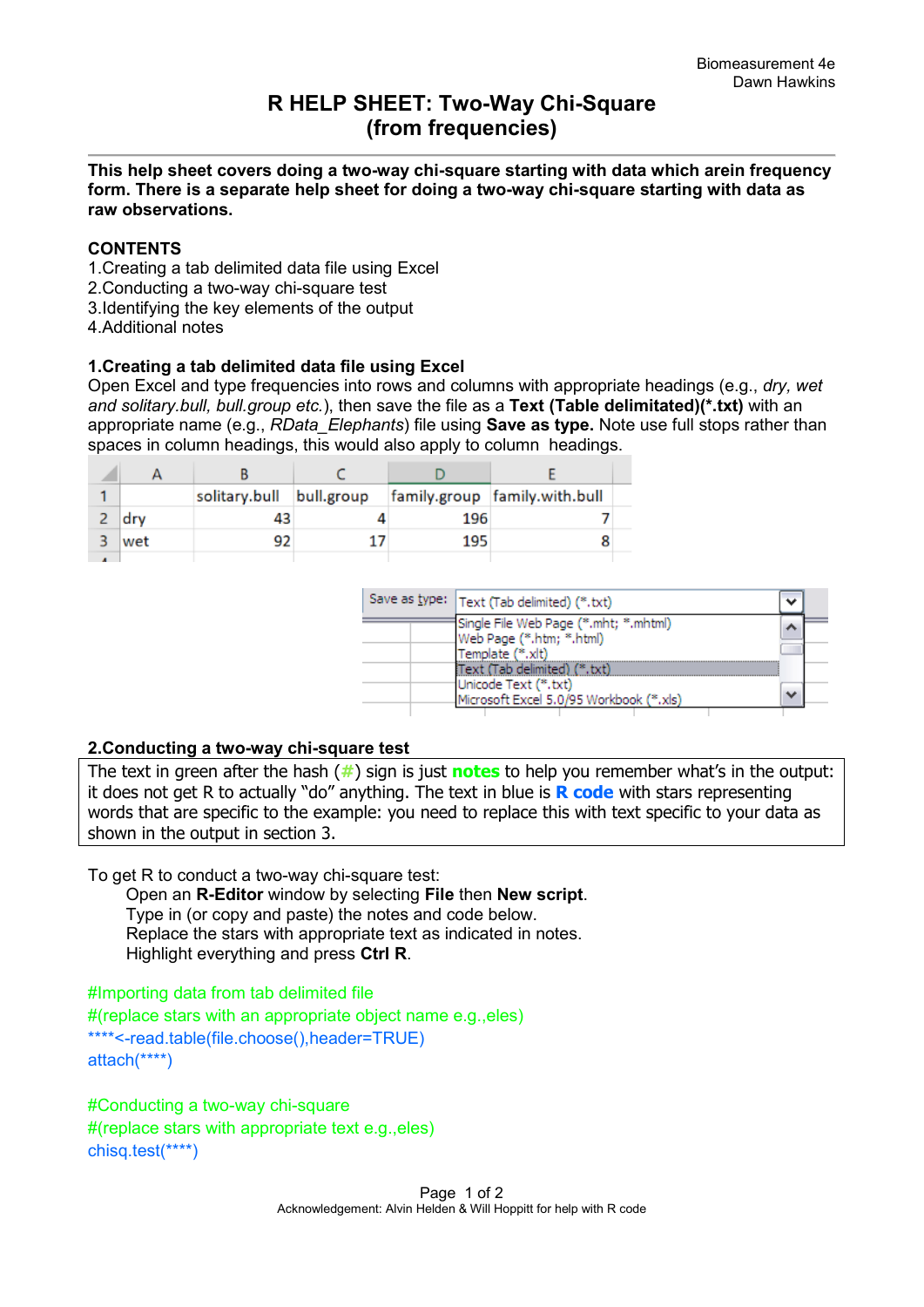# R HELP SHEET: Two-Way Chi-Square (from frequencies)

**This help sheet covers doing a two-way chi-square starting with data which arein frequency form. There is a separate help sheet for doing a two-way chi-square starting with data as raw observations.**

**CONTENTS**

1.Creating a tab delimited data file using Excel
2.Conducting a two-way chi-square test
3.Identifying the key elements of the output
4.Additional notes

## 1.Creating a tab delimited data file using Excel

Open Excel and type frequencies into rows and columns with appropriate headings (e.g., *dry, wet and solitary.bull, bull.group etc.*), then save the file as a **Text (Table delimitated)(*.txt)** with an appropriate name (e.g., *RData_Elephants*) file using **Save as type.** Note use full stops rather than spaces in column headings, this would also apply to column headings.

| | A | B | C | D | E |
|---|---|---|---|---|---|
| 1 | | solitary.bull | bull.group | family.group | family.with.bull |
| 2 | dry | 43 | 4 | 196 | 7 |
| 3 | wet | 92 | 17 | 195 | 8 |

Save as type: Text (Tab delimited) (*.txt)

- Single File Web Page (*.mht; *.mhtml)
- Web Page (*.htm; *.html)
- Template (*.xlt)
- Text (Tab delimited) (*.txt)
- Unicode Text (*.txt)
- Microsoft Excel 5.0/95 Workbook (*.xls)

## 2.Conducting a two-way chi-square test

The text in green after the hash (#) sign is just **notes** to help you remember what's in the output: it does not get R to actually "do" anything. The text in blue is **R code** with stars representing words that are specific to the example: you need to replace this with text specific to your data as shown in the output in section 3.

To get R to conduct a two-way chi-square test:

Open an **R-Editor** window by selecting **File** then **New script**.
Type in (or copy and paste) the notes and code below.
Replace the stars with appropriate text as indicated in notes.
Highlight everything and press **Ctrl R**.

```
#Importing data from tab delimited file
#(replace stars with an appropriate object name e.g.,eles)
****<-read.table(file.choose(),header=TRUE)
attach(****)

#Conducting a two-way chi-square
#(replace stars with appropriate text e.g.,eles)
chisq.test(****)
```

Acknowledgement: Alvin Helden & Will Hoppitt for help with R code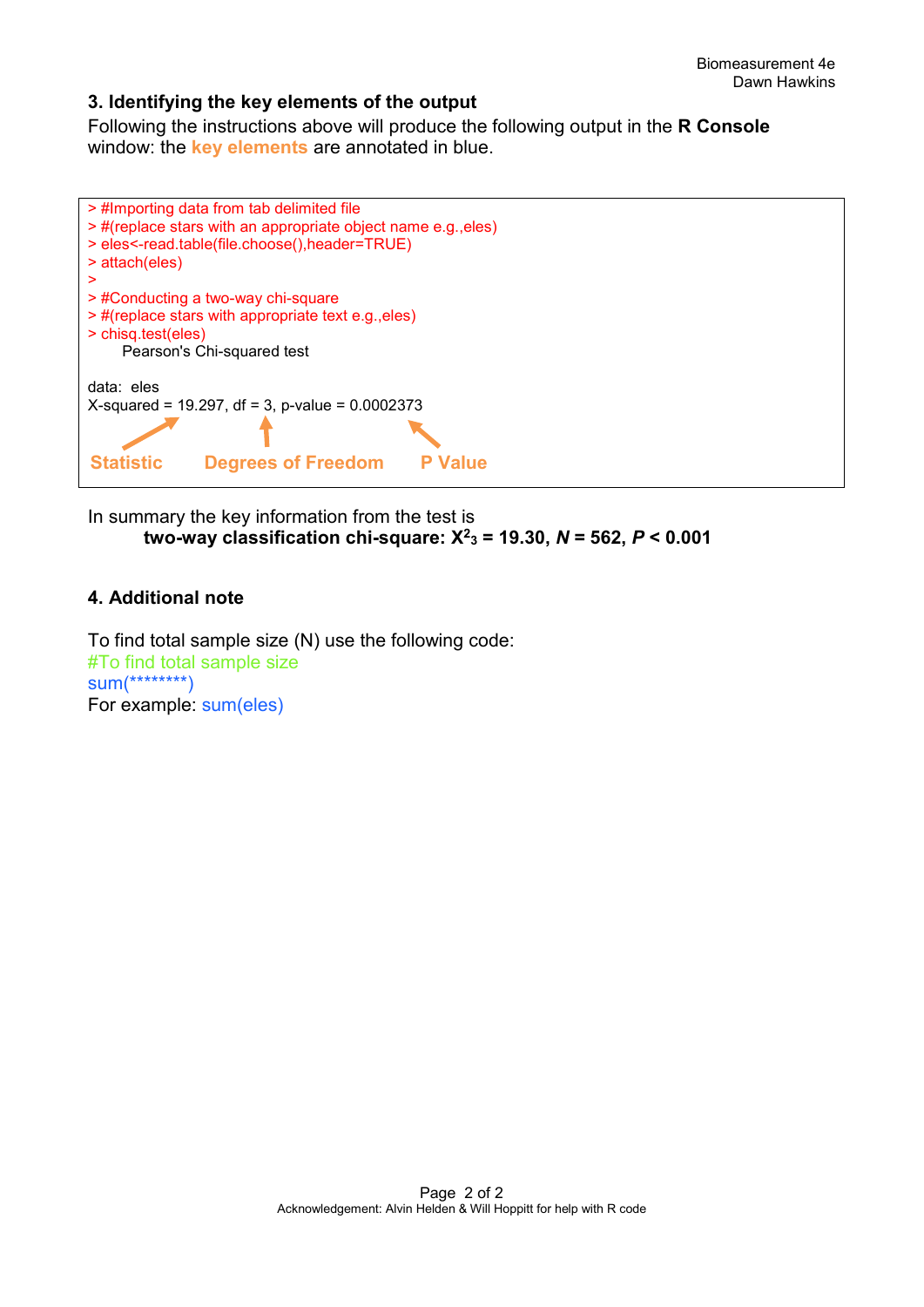## 3. Identifying the key elements of the output

Following the instructions above will produce the following output in the **R Console** window: the **key elements** are annotated in blue.

```
> #Importing data from tab delimited file
> #(replace stars with an appropriate object name e.g.,eles)
> eles<-read.table(file.choose(),header=TRUE)
> attach(eles)
>
> #Conducting a two-way chi-square
> #(replace stars with appropriate text e.g.,eles)
> chisq.test(eles)
      Pearson's Chi-squared test

data:  eles
X-squared = 19.297, df = 3, p-value = 0.0002373
```

Statistic    Degrees of Freedom    P Value

In summary the key information from the test is

**two-way classification chi-square: $X^2_3 = 19.30$, $N = 562$, $P < 0.001$**

## 4. Additional note

To find total sample size (N) use the following code:

```
#To find total sample size
sum(********)
```

For example: `sum(eles)`